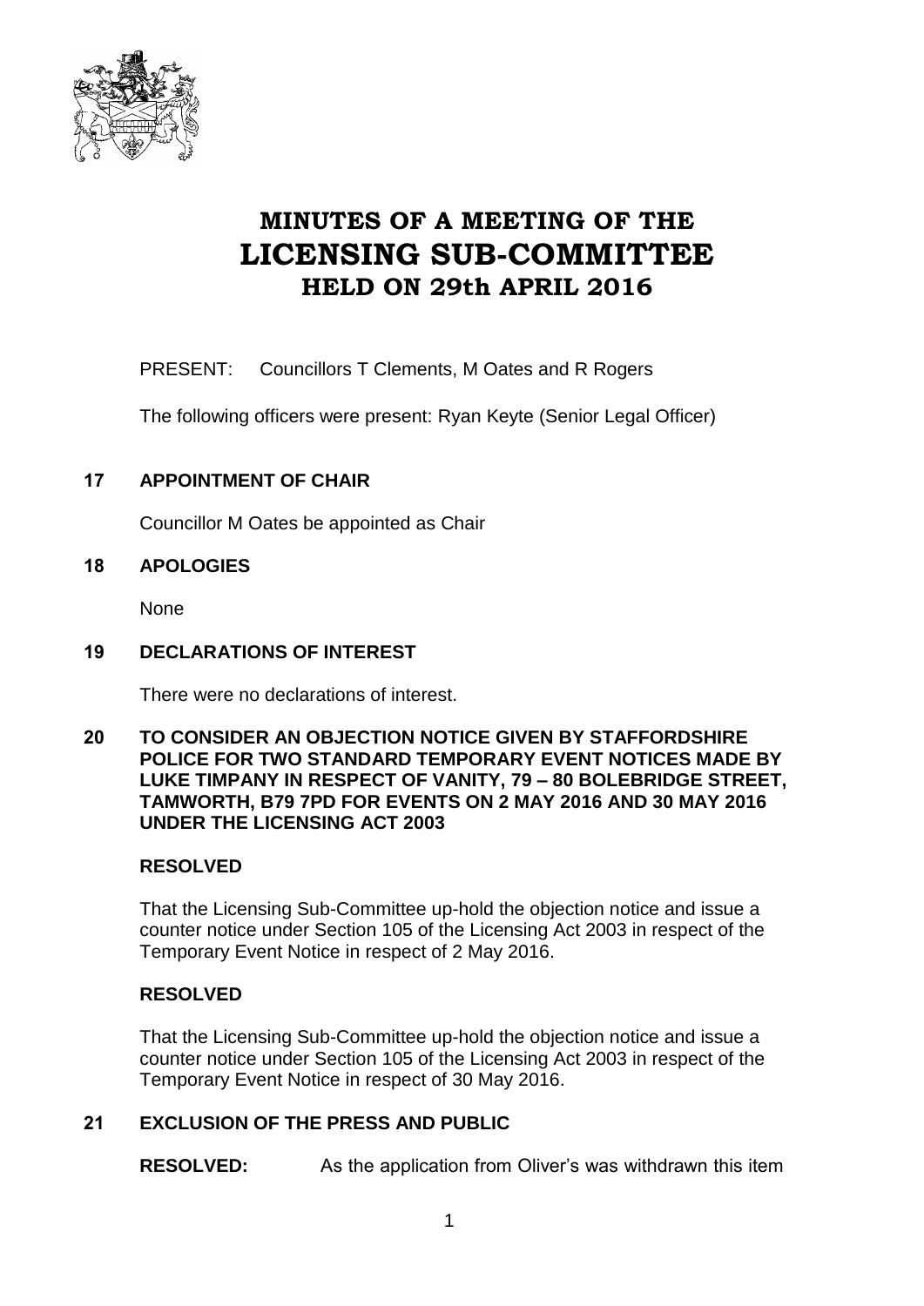# MINUTES OF A MEETING OF THE LICENSING SUB-COMMITTEE HELD ON 29th APRIL 2016

PRESENT: Councillors T Clements, M Oates and R Rogers

The following officers were present: Ryan Keyte (Senior Legal Officer)

## 17 APPOINTMENT OF CHAIR

Councillor M Oates be appointed as Chair

## 18 APOLOGIES

None

## 19 DECLARATIONS OF INTEREST

There were no declarations of interest.

## 20 TO CONSIDER AN OBJECTION NOTICE GIVEN BY STAFFORDSHIRE POLICE FOR TWO STANDARD TEMPORARY EVENT NOTICES MADE BY LUKE TIMPANY IN RESPECT OF VANITY, 79 – 80 BOLEBRIDGE STREET, TAMWORTH, B79 7PD FOR EVENTS ON 2 MAY 2016 AND 30 MAY 2016 UNDER THE LICENSING ACT 2003

**RESOLVED**

That the Licensing Sub-Committee up-hold the objection notice and issue a counter notice under Section 105 of the Licensing Act 2003 in respect of the Temporary Event Notice in respect of 2 May 2016.

**RESOLVED**

That the Licensing Sub-Committee up-hold the objection notice and issue a counter notice under Section 105 of the Licensing Act 2003 in respect of the Temporary Event Notice in respect of 30 May 2016.

## 21 EXCLUSION OF THE PRESS AND PUBLIC

**RESOLVED:** As the application from Oliver's was withdrawn this item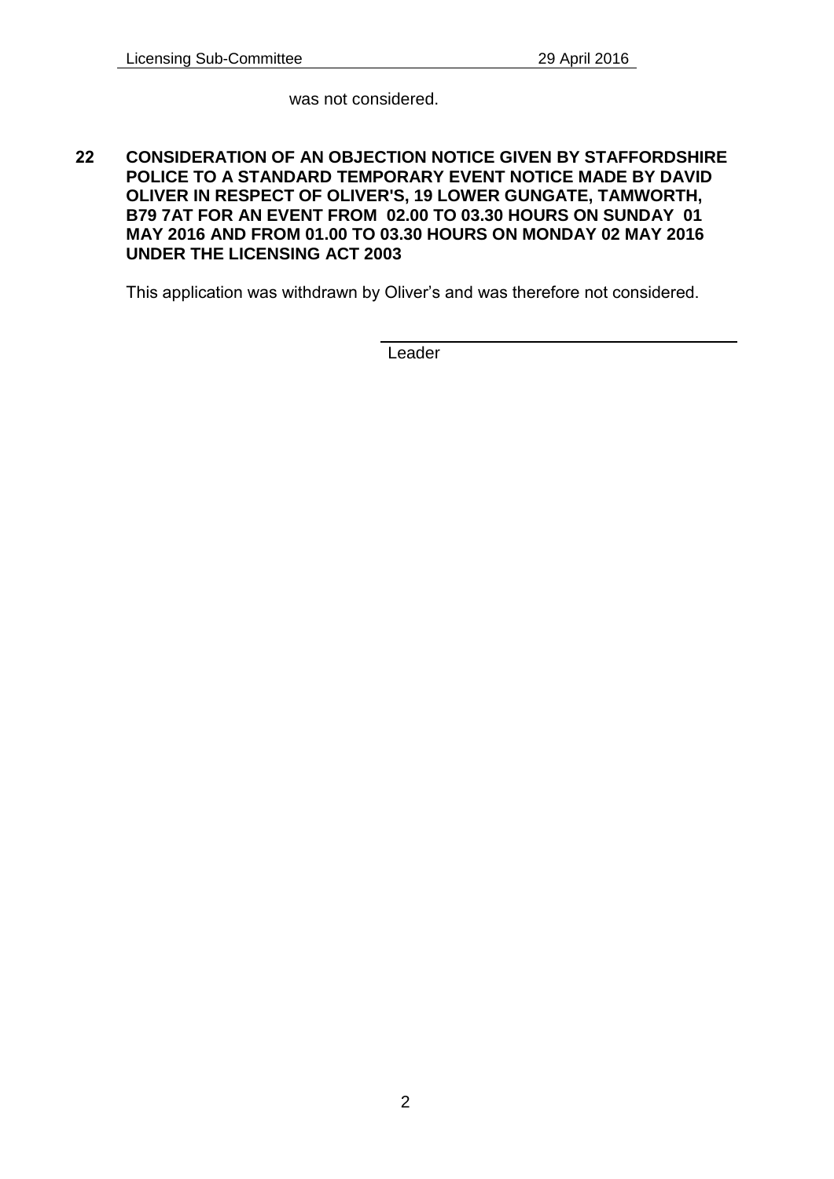was not considered.

**22 CONSIDERATION OF AN OBJECTION NOTICE GIVEN BY STAFFORDSHIRE POLICE TO A STANDARD TEMPORARY EVENT NOTICE MADE BY DAVID OLIVER IN RESPECT OF OLIVER'S, 19 LOWER GUNGATE, TAMWORTH, B79 7AT FOR AN EVENT FROM 02.00 TO 03.30 HOURS ON SUNDAY 01 MAY 2016 AND FROM 01.00 TO 03.30 HOURS ON MONDAY 02 MAY 2016 UNDER THE LICENSING ACT 2003**

This application was withdrawn by Oliver's and was therefore not considered.

Leader